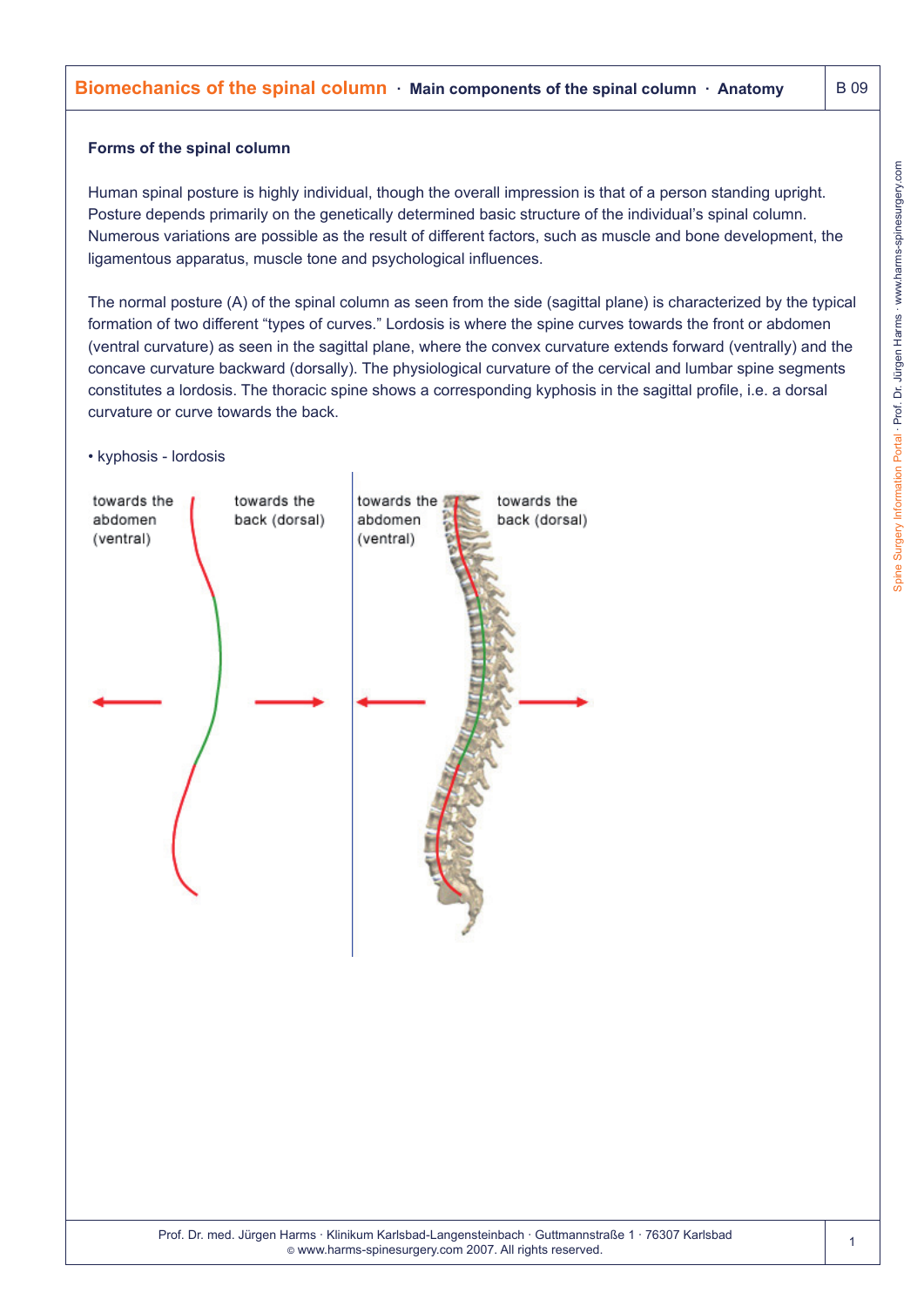# Biomechanics of the spinal column · Main components of the spinal column · Anatomy

B 09

## Forms of the spinal column

Human spinal posture is highly individual, though the overall impression is that of a person standing upright. Posture depends primarily on the genetically determined basic structure of the individual's spinal column. Numerous variations are possible as the result of different factors, such as muscle and bone development, the ligamentous apparatus, muscle tone and psychological influences.

The normal posture (A) of the spinal column as seen from the side (sagittal plane) is characterized by the typical formation of two different "types of curves." Lordosis is where the spine curves towards the front or abdomen (ventral curvature) as seen in the sagittal plane, where the convex curvature extends forward (ventrally) and the concave curvature backward (dorsally). The physiological curvature of the cervical and lumbar spine segments constitutes a lordosis. The thoracic spine shows a corresponding kyphosis in the sagittal profile, i.e. a dorsal curvature or curve towards the back.

- kyphosis - lordosis

towards the abdomen (ventral) towards the back (dorsal) towards the abdomen (ventral) towards the back (dorsal)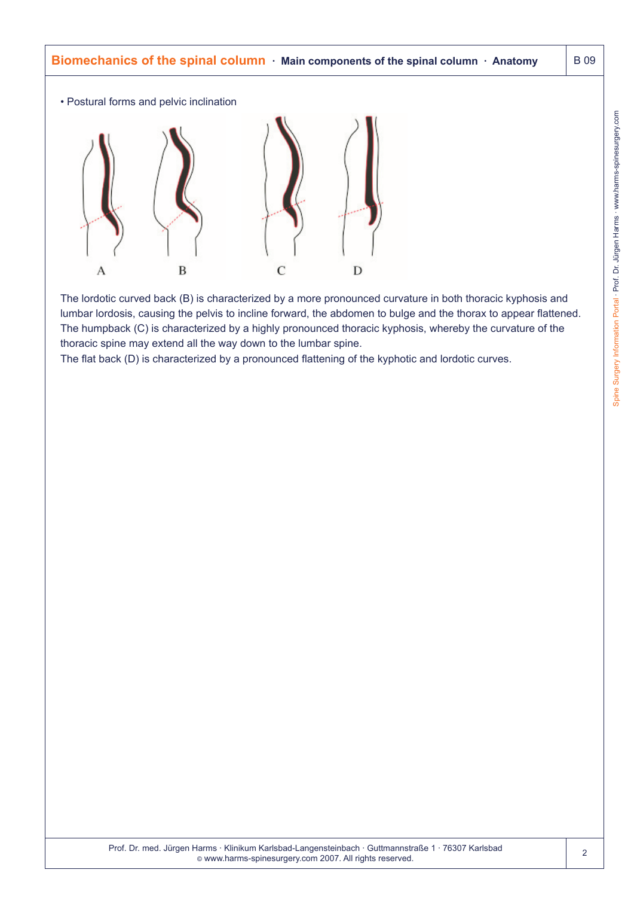- Postural forms and pelvic inclination

A B C D

The lordotic curved back (B) is characterized by a more pronounced curvature in both thoracic kyphosis and lumbar lordosis, causing the pelvis to incline forward, the abdomen to bulge and the thorax to appear flattened. The humpback (C) is characterized by a highly pronounced thoracic kyphosis, whereby the curvature of the thoracic spine may extend all the way down to the lumbar spine.
The flat back (D) is characterized by a pronounced flattening of the kyphotic and lordotic curves.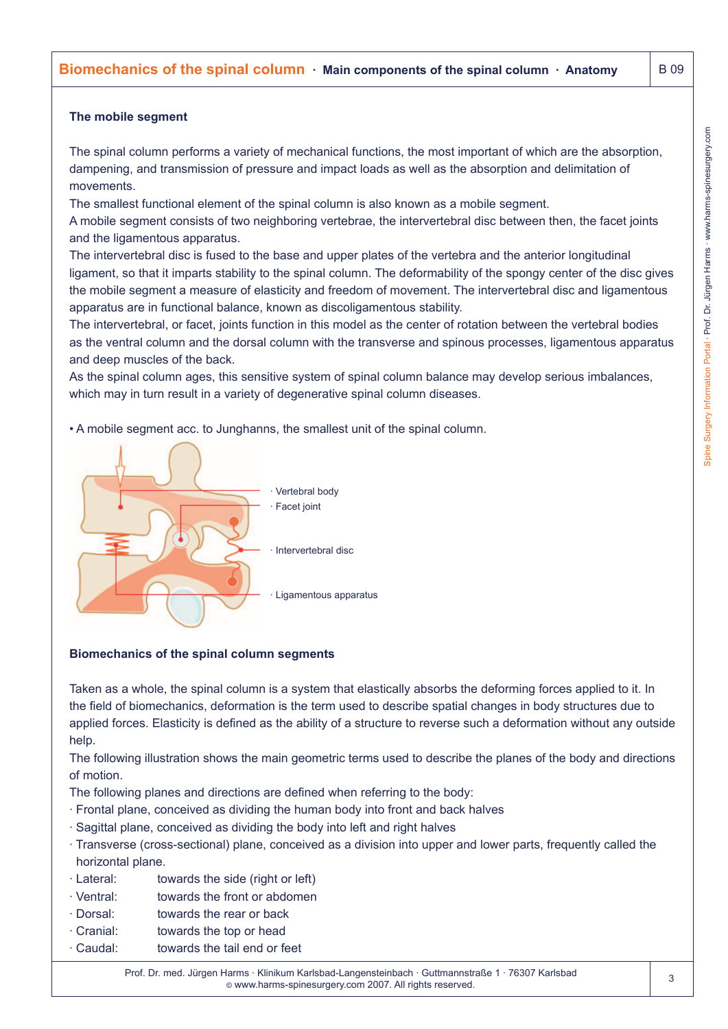### The mobile segment

The spinal column performs a variety of mechanical functions, the most important of which are the absorption, dampening, and transmission of pressure and impact loads as well as the absorption and delimitation of movements.
The smallest functional element of the spinal column is also known as a mobile segment.
A mobile segment consists of two neighboring vertebrae, the intervertebral disc between then, the facet joints and the ligamentous apparatus.
The intervertebral disc is fused to the base and upper plates of the vertebra and the anterior longitudinal ligament, so that it imparts stability to the spinal column. The deformability of the spongy center of the disc gives the mobile segment a measure of elasticity and freedom of movement. The intervertebral disc and ligamentous apparatus are in functional balance, known as discoligamentous stability.
The intervertebral, or facet, joints function in this model as the center of rotation between the vertebral bodies as the ventral column and the dorsal column with the transverse and spinous processes, ligamentous apparatus and deep muscles of the back.
As the spinal column ages, this sensitive system of spinal column balance may develop serious imbalances, which may in turn result in a variety of degenerative spinal column diseases.

• A mobile segment acc. to Junghanns, the smallest unit of the spinal column.

· Vertebral body
· Facet joint
· Intervertebral disc
· Ligamentous apparatus

### Biomechanics of the spinal column segments

Taken as a whole, the spinal column is a system that elastically absorbs the deforming forces applied to it. In the field of biomechanics, deformation is the term used to describe spatial changes in body structures due to applied forces. Elasticity is defined as the ability of a structure to reverse such a deformation without any outside help.
The following illustration shows the main geometric terms used to describe the planes of the body and directions of motion.
The following planes and directions are defined when referring to the body:

- Frontal plane, conceived as dividing the human body into front and back halves
- Sagittal plane, conceived as dividing the body into left and right halves
- Transverse (cross-sectional) plane, conceived as a division into upper and lower parts, frequently called the horizontal plane.
- Lateral: towards the side (right or left)
- Ventral: towards the front or abdomen
- Dorsal: towards the rear or back
- Cranial: towards the top or head
- Caudal: towards the tail end or feet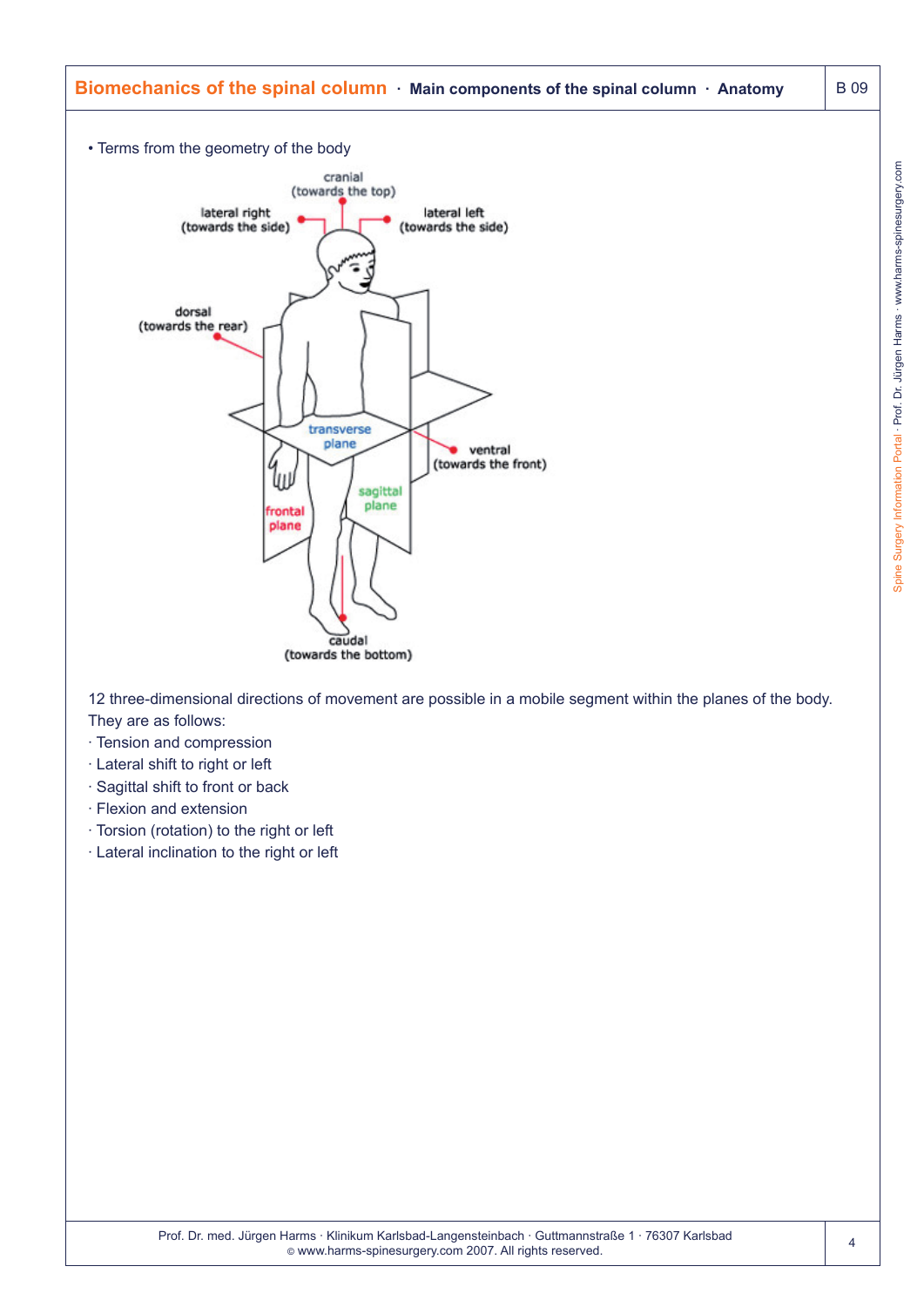# Biomechanics of the spinal column · Main components of the spinal column · Anatomy

B 09

- Terms from the geometry of the body

cranial (towards the top)

lateral right (towards the side)

lateral left (towards the side)

dorsal (towards the rear)

transverse plane

ventral (towards the front)

sagittal plane

frontal plane

caudal (towards the bottom)

12 three-dimensional directions of movement are possible in a mobile segment within the planes of the body. They are as follows:

- Tension and compression
- Lateral shift to right or left
- Sagittal shift to front or back
- Flexion and extension
- Torsion (rotation) to the right or left
- Lateral inclination to the right or left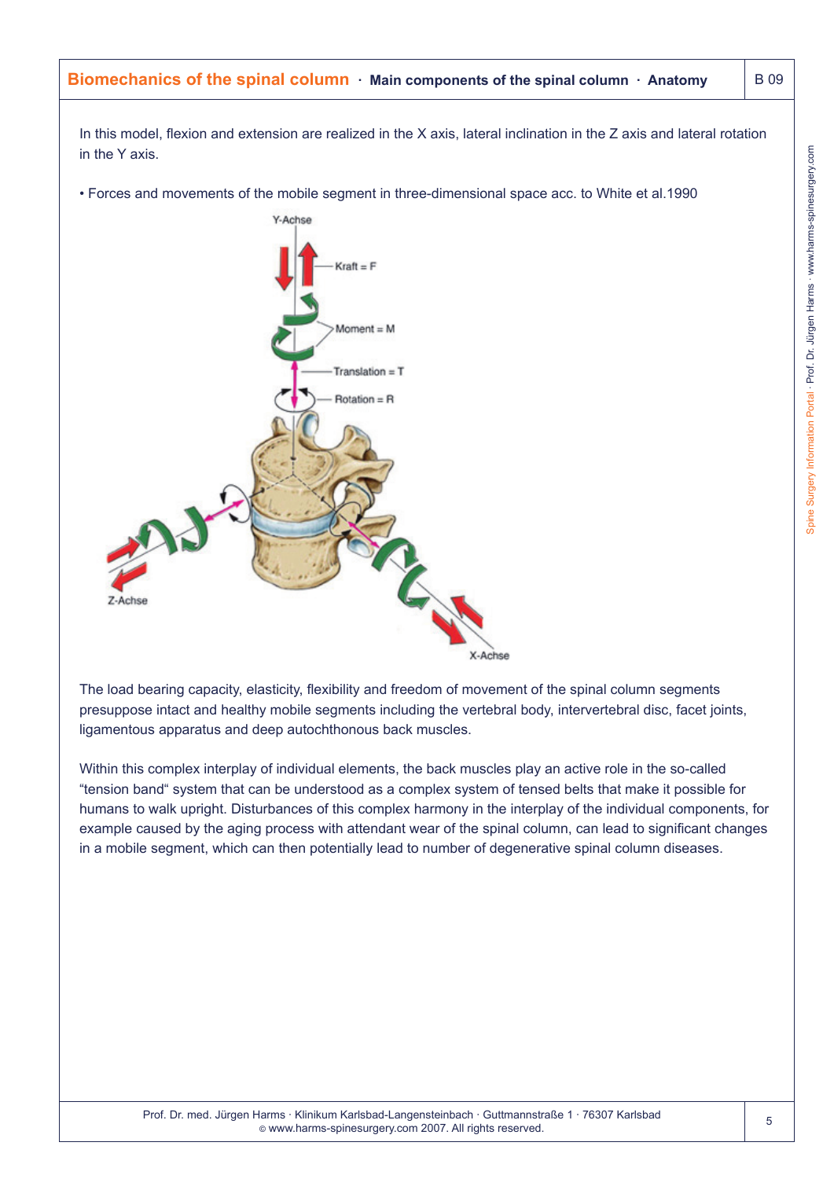In this model, flexion and extension are realized in the X axis, lateral inclination in the Z axis and lateral rotation in the Y axis.

- Forces and movements of the mobile segment in three-dimensional space acc. to White et al.1990

The load bearing capacity, elasticity, flexibility and freedom of movement of the spinal column segments presuppose intact and healthy mobile segments including the vertebral body, intervertebral disc, facet joints, ligamentous apparatus and deep autochthonous back muscles.

Within this complex interplay of individual elements, the back muscles play an active role in the so-called "tension band" system that can be understood as a complex system of tensed belts that make it possible for humans to walk upright. Disturbances of this complex harmony in the interplay of the individual components, for example caused by the aging process with attendant wear of the spinal column, can lead to significant changes in a mobile segment, which can then potentially lead to number of degenerative spinal column diseases.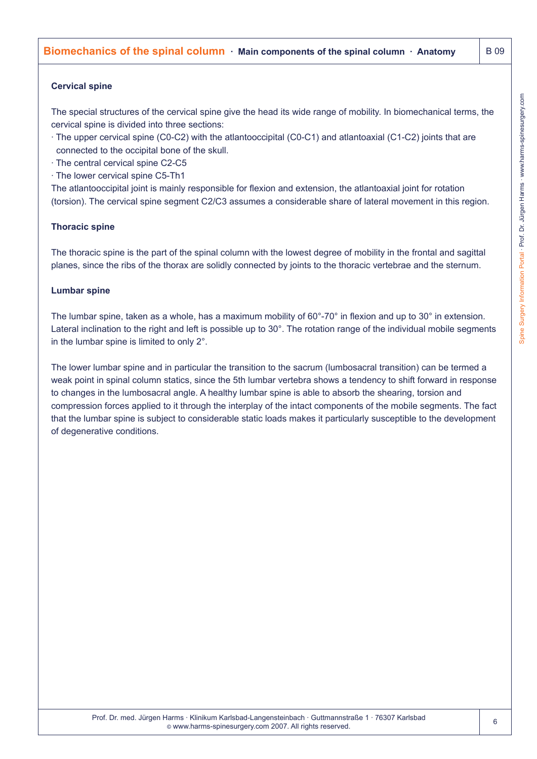## Cervical spine

The special structures of the cervical spine give the head its wide range of mobility. In biomechanical terms, the cervical spine is divided into three sections:

- The upper cervical spine (C0-C2) with the atlantooccipital (C0-C1) and atlantoaxial (C1-C2) joints that are connected to the occipital bone of the skull.
- The central cervical spine C2-C5
- The lower cervical spine C5-Th1

The atlantooccipital joint is mainly responsible for flexion and extension, the atlantoaxial joint for rotation (torsion). The cervical spine segment C2/C3 assumes a considerable share of lateral movement in this region.

## Thoracic spine

The thoracic spine is the part of the spinal column with the lowest degree of mobility in the frontal and sagittal planes, since the ribs of the thorax are solidly connected by joints to the thoracic vertebrae and the sternum.

## Lumbar spine

The lumbar spine, taken as a whole, has a maximum mobility of 60°-70° in flexion and up to 30° in extension. Lateral inclination to the right and left is possible up to 30°. The rotation range of the individual mobile segments in the lumbar spine is limited to only 2°.

The lower lumbar spine and in particular the transition to the sacrum (lumbosacral transition) can be termed a weak point in spinal column statics, since the 5th lumbar vertebra shows a tendency to shift forward in response to changes in the lumbosacral angle. A healthy lumbar spine is able to absorb the shearing, torsion and compression forces applied to it through the interplay of the intact components of the mobile segments. The fact that the lumbar spine is subject to considerable static loads makes it particularly susceptible to the development of degenerative conditions.